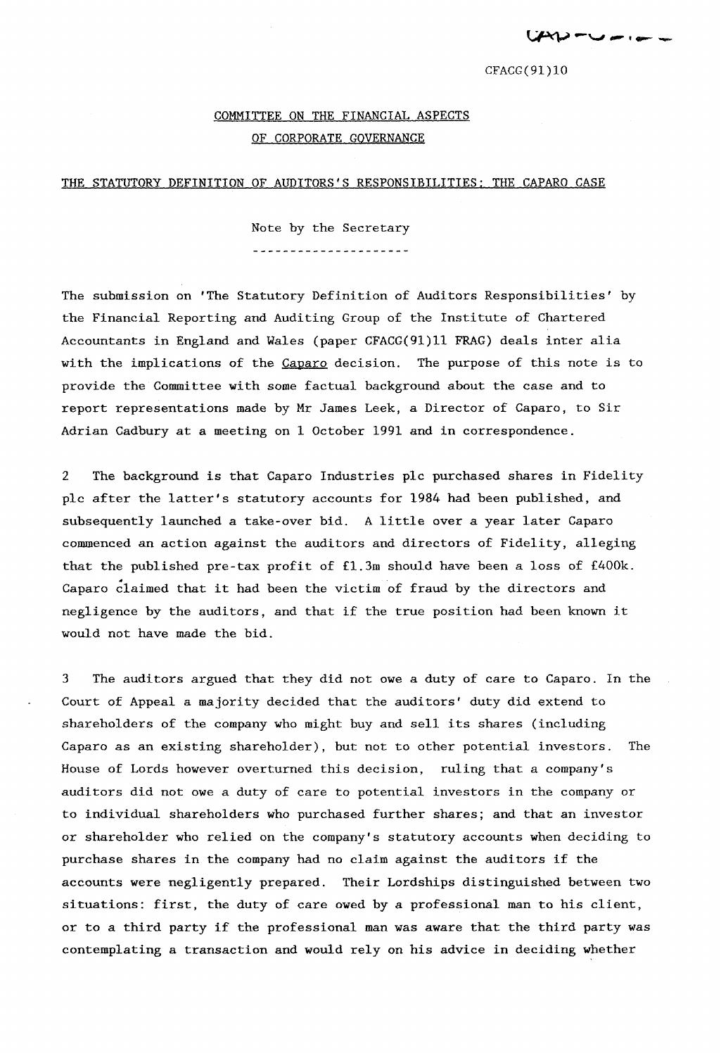CFACG(91)10

## COMMITTEE ON THE FINANCIAL ASPECTS OF CORPORATE GOVERNANCE

### THE STATUTORY DEFINITION OF AUDITORS'S RESPONSIBILITIES: THE CAPARO CASE

Note by the Secretary

The submission on 'The Statutory Definition of Auditors Responsibilities' by the Financial Reporting and Auditing Group of the Institute of Chartered Accountants in England and Wales (paper CFACG(91)11 FRAG) deals inter alia with the implications of the *Caparo* decision. The purpose of this note is to provide the Committee with some factual background about the case and to report representations made by Mr James Leek, a Director of Caparo, to Sir Adrian Cadbury at a meeting on 1 October 1991 and in correspondence.

2 The background is that Caparo Industries plc purchased shares in Fidelity plc after the latter's statutory accounts for 1984 had been published, and subsequently launched a take-over bid. A little over a year later Caparo commenced an action against the auditors and directors of Fidelity, alleging that the published pre-tax profit of £1.3m should have been a loss of £400k. Caparo claimed that it had been the victim of fraud by the directors and negligence by the auditors, and that if the true position had been known it would not have made the bid.

3 The auditors argued that they did not owe a duty of care to Caparo. In the Court of Appeal a majority decided that the auditors' duty did extend to shareholders of the company who might buy and sell its shares (including Caparo as an existing shareholder), but not to other potential investors. The House of Lords however overturned this decision, ruling that a company's auditors did not owe a duty of care to potential investors in the company or to individual shareholders who purchased further shares; and that an investor or shareholder who relied on the company's statutory accounts when deciding to purchase shares in the company had no claim against the auditors if the accounts were negligently prepared. Their Lordships distinguished between two situations: first, the duty of care owed by a professional man to his client, or to a third party if the professional man was aware that the third party was contemplating a transaction and would rely on his advice in deciding whether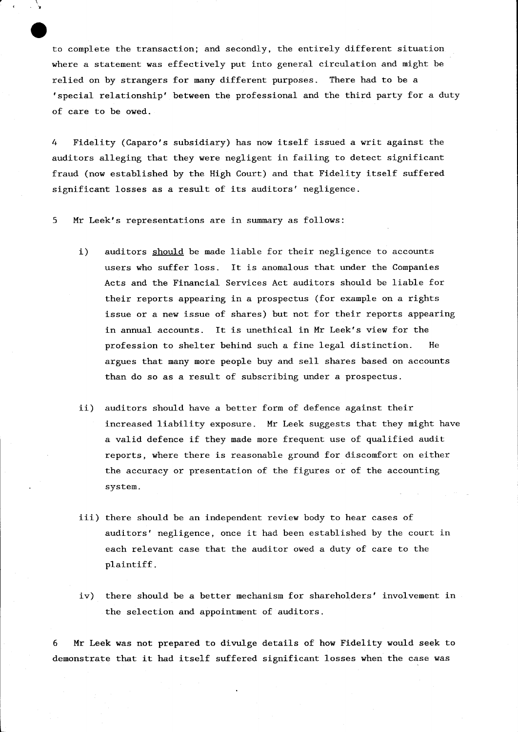to complete the transaction; and secondly, the entirely different situation where a statement was effectively put into general circulation and might be relied on by strangers for many different purposes. There had to be a 'special relationship' between the professional and the third party for a duty of care to be owed.

4 Fidelity (Caparo's subsidiary) has now itself issued a writ against the auditors alleging that they were negligent in failing to detect significant fraud (now established by the High Court) and that Fidelity itself suffered significant losses as a result of its auditors' negligence.

5 Mr Leek's representations are in summary as follows:

i) auditors <u>should</u> be made liable for their negligence to accounts users who suffer loss. It is anomalous that under the Companies Acts and the Financial Services Act auditors should be liable for their reports appearing in a prospectus (for example on a rights issue or a new issue of shares) but not for their reports appearing in annual accounts. It is unethical in Mr Leek's view for the profession to shelter behind such a fine legal distinction. He argues that many more people buy and sell shares based on accounts than do so as a result of subscribing under a prospectus.

ii) auditors should have a better form of defence against their increased liability exposure. Mr Leek suggests that they might have a valid defence if they made more frequent use of qualified audit reports, where there is reasonable ground for discomfort on either the accuracy or presentation of the figures or of the accounting system.

iii) there should be an independent review body to hear cases of auditors' negligence, once it had been established by the court in each relevant case that the auditor owed a duty of care to the plaintiff.

iv) there should be a better mechanism for shareholders' involvement in the selection and appointment of auditors.

6 Mr Leek was not prepared to divulge details of how Fidelity would seek to demonstrate that it had itself suffered significant losses when the case was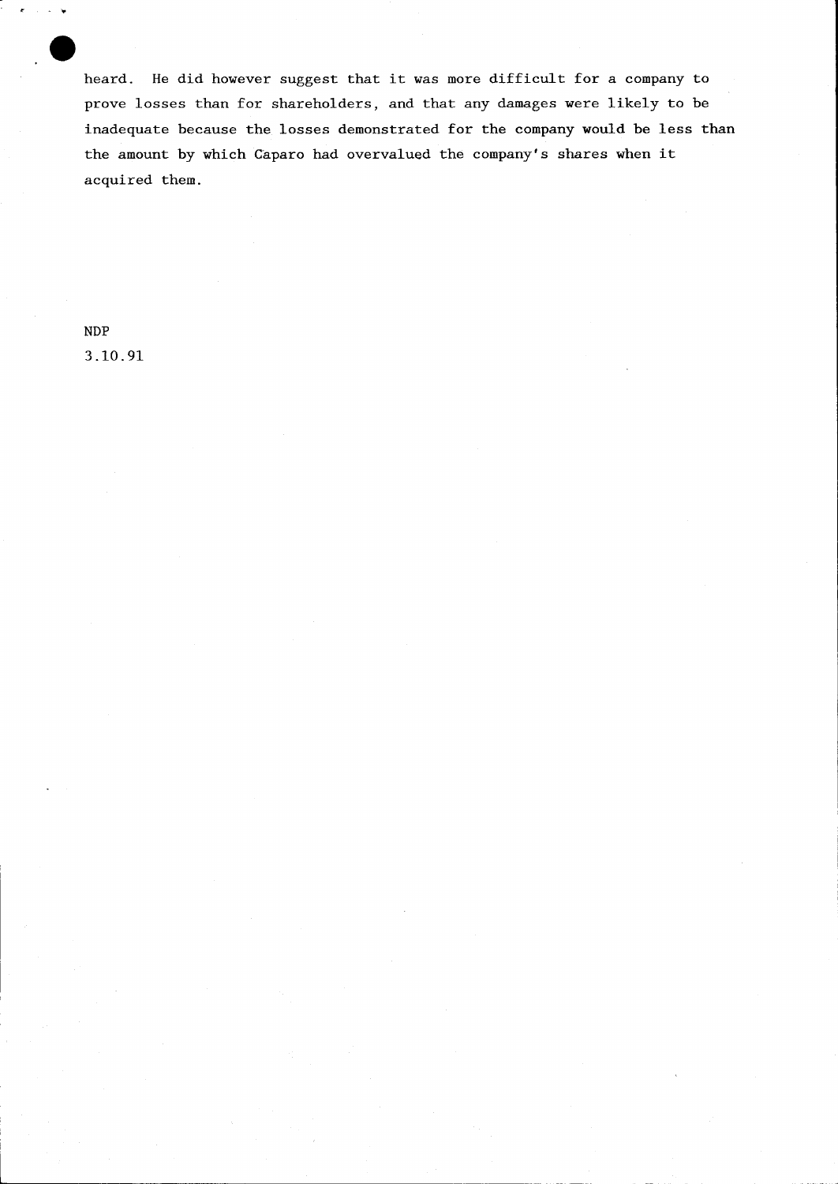heard. He did however suggest that it was more difficult for a company to prove losses than for shareholders, and that any damages were likely to be inadequate because the losses demonstrated for the company would be less than the amount by which Caparo had overvalued the company's shares when it acquired them.

NDP
3.10.91